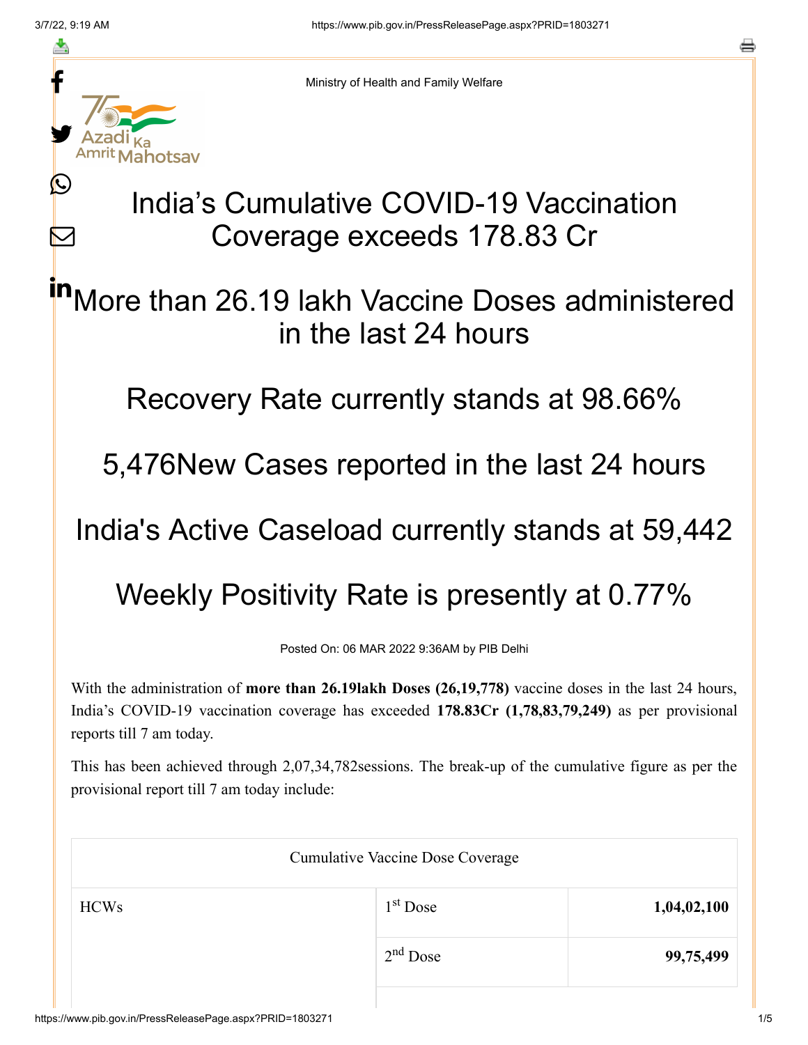Ministry of Health and Family Welfare

# India's Cumulative COVID-19 Vaccination Coverage exceeds 178.83 Cr

## More than 26.19 lakh Vaccine Doses administered in the last 24 hours

## Recovery Rate currently stands at 98.66%

## 5,476New Cases reported in the last 24 hours

## India's Active Caseload currently stands at 59,442

## Weekly Positivity Rate is presently at 0.77%

Posted On: 06 MAR 2022 9:36AM by PIB Delhi

With the administration of **more than 26.19lakh Doses (26,19,778)** vaccine doses in the last 24 hours, India's COVID-19 vaccination coverage has exceeded **178.83Cr (1,78,83,79,249)** as per provisional reports till 7 am today.

This has been achieved through 2,07,34,782sessions. The break-up of the cumulative figure as per the provisional report till 7 am today include:

| Cumulative Vaccine Dose Coverage | | |
|---|---|---|
| HCWs | 1st Dose | **1,04,02,100** |
| | 2nd Dose | **99,75,499** |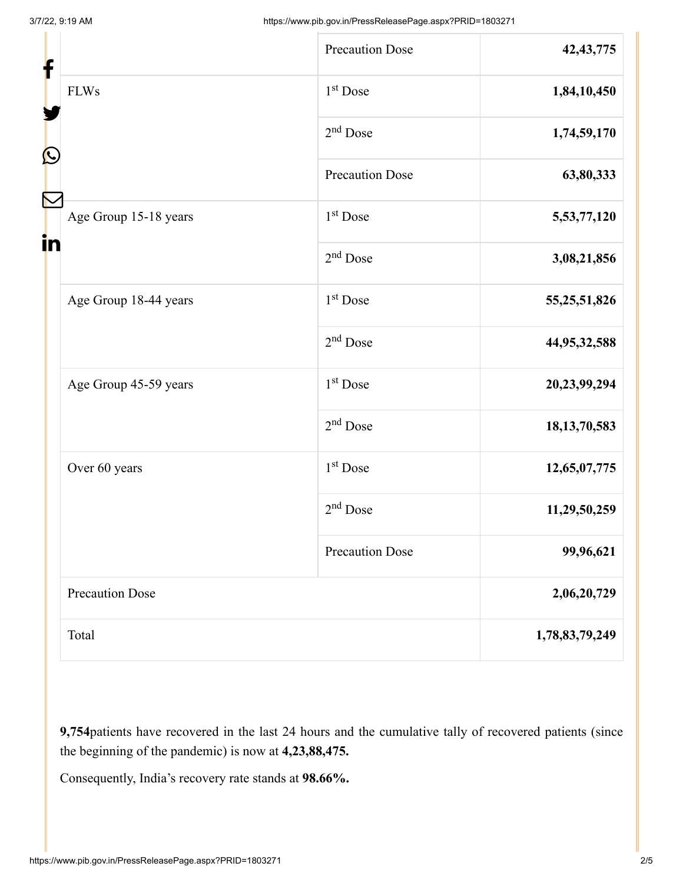| | | |
|---|---|---|
| | Precaution Dose | **42,43,775** |
| FLWs | 1st Dose | **1,84,10,450** |
| | 2nd Dose | **1,74,59,170** |
| | Precaution Dose | **63,80,333** |
| Age Group 15-18 years | 1st Dose | **5,53,77,120** |
| | 2nd Dose | **3,08,21,856** |
| Age Group 18-44 years | 1st Dose | **55,25,51,826** |
| | 2nd Dose | **44,95,32,588** |
| Age Group 45-59 years | 1st Dose | **20,23,99,294** |
| | 2nd Dose | **18,13,70,583** |
| Over 60 years | 1st Dose | **12,65,07,775** |
| | 2nd Dose | **11,29,50,259** |
| | Precaution Dose | **99,96,621** |
| Precaution Dose | | **2,06,20,729** |
| Total | | **1,78,83,79,249** |

**9,754**patients have recovered in the last 24 hours and the cumulative tally of recovered patients (since the beginning of the pandemic) is now at **4,23,88,475.**

Consequently, India's recovery rate stands at **98.66%.**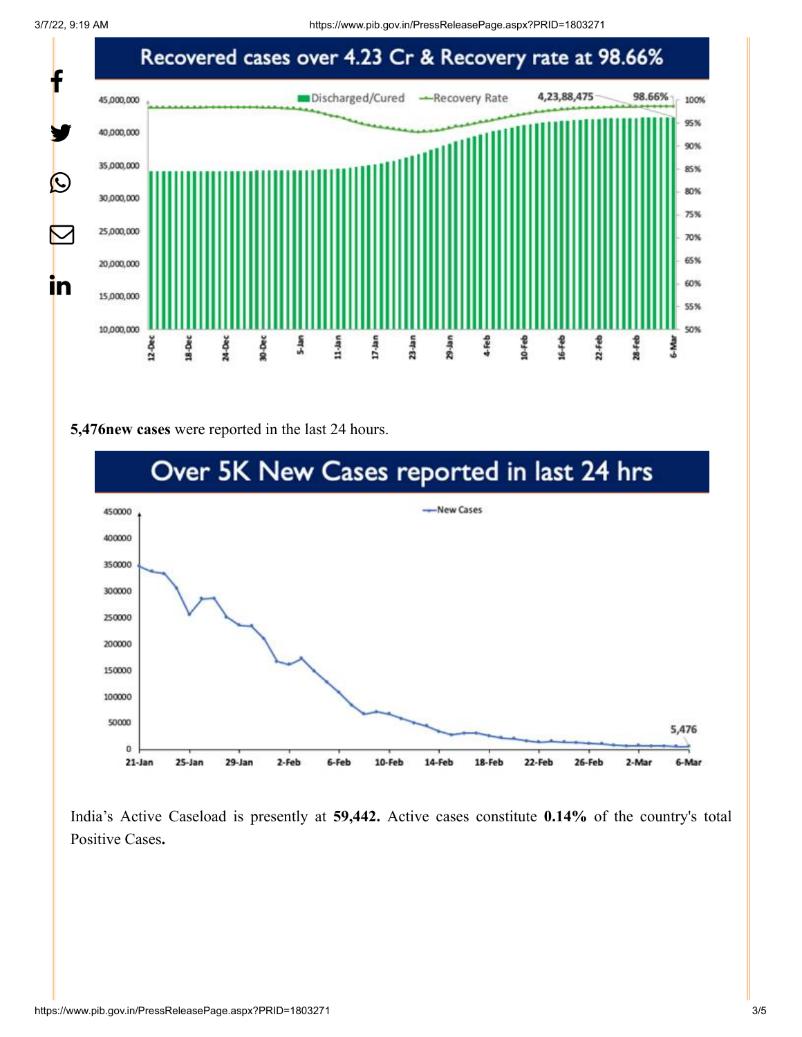Recovered cases over 4.23 Cr & Recovery rate at 98.66%

**5,476new cases** were reported in the last 24 hours.

Over 5K New Cases reported in last 24 hrs

India's Active Caseload is presently at **59,442.** Active cases constitute **0.14%** of the country's total Positive Cases**.**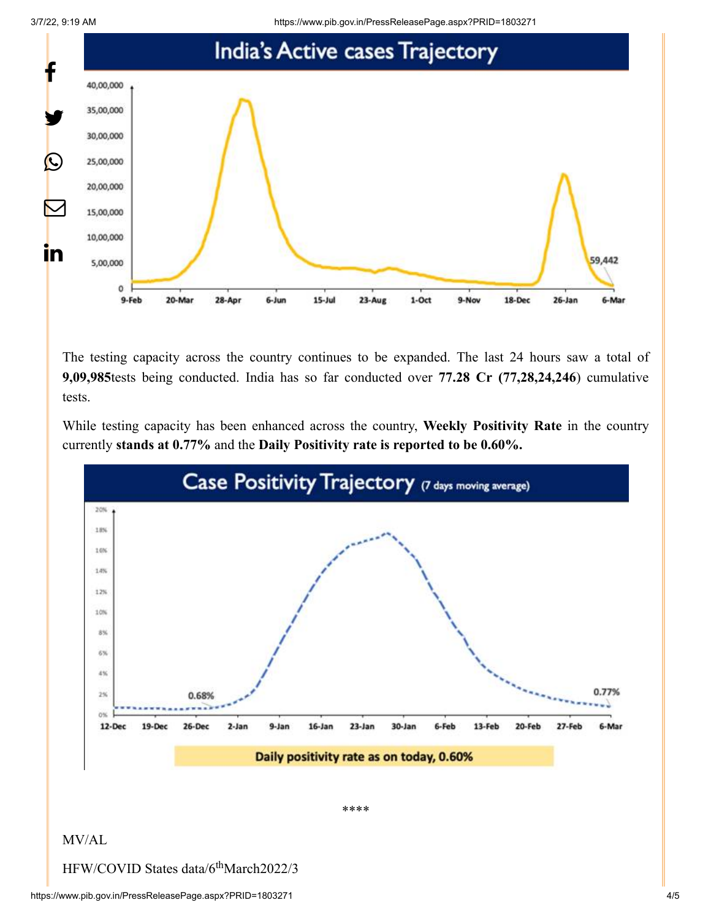## India's Active cases Trajectory

The testing capacity across the country continues to be expanded. The last 24 hours saw a total of **9,09,985**tests being conducted. India has so far conducted over **77.28 Cr (77,28,24,246**) cumulative tests.

While testing capacity has been enhanced across the country, **Weekly Positivity Rate** in the country currently **stands at 0.77%** and the **Daily Positivity rate is reported to be 0.60%.**

## Case Positivity Trajectory (7 days moving average)

Daily positivity rate as on today, 0.60%

****

MV/AL

HFW/COVID States data/6th March2022/3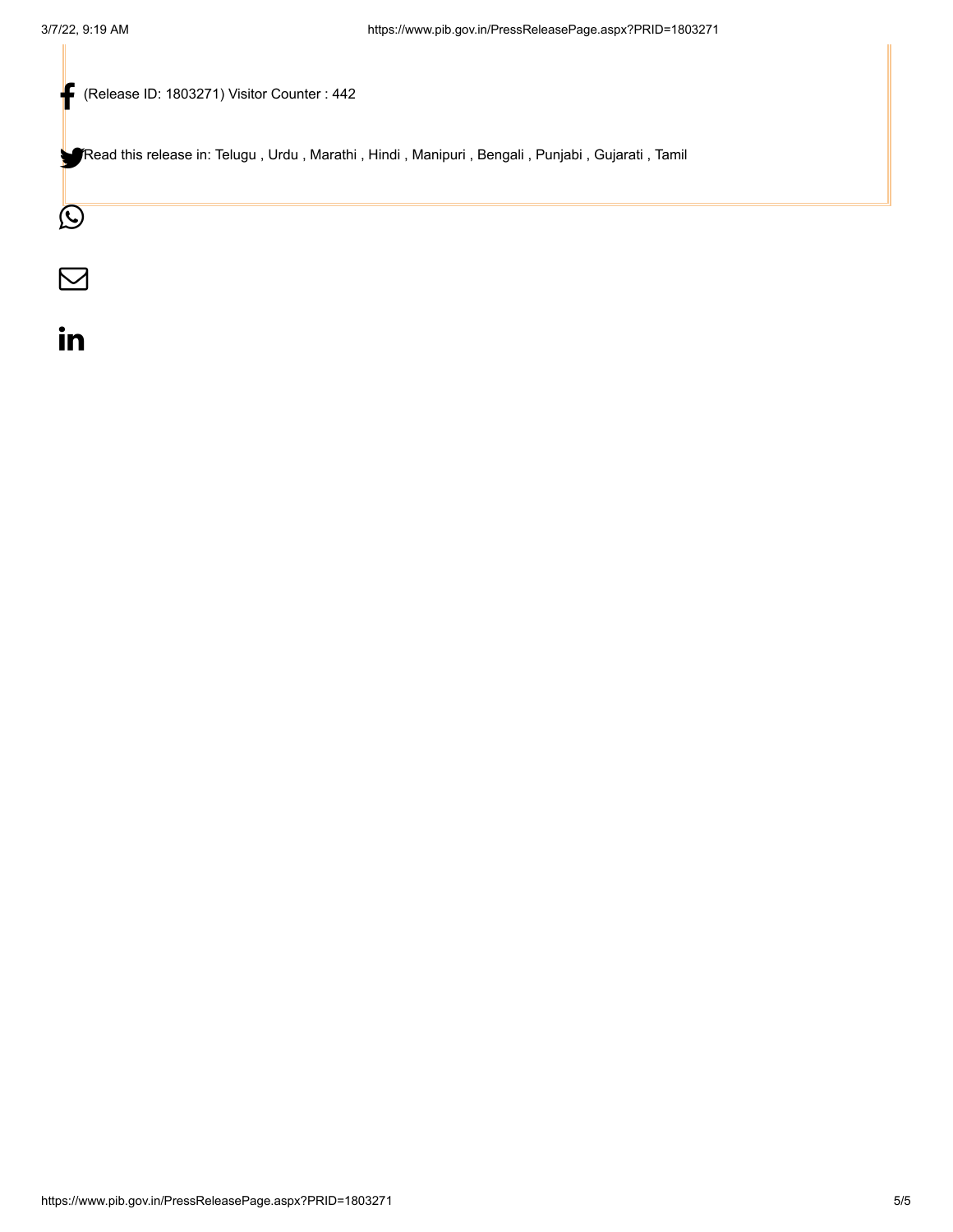(Release ID: 1803271) Visitor Counter : 442

Read this release in: Telugu , Urdu , Marathi , Hindi , Manipuri , Bengali , Punjabi , Gujarati , Tamil